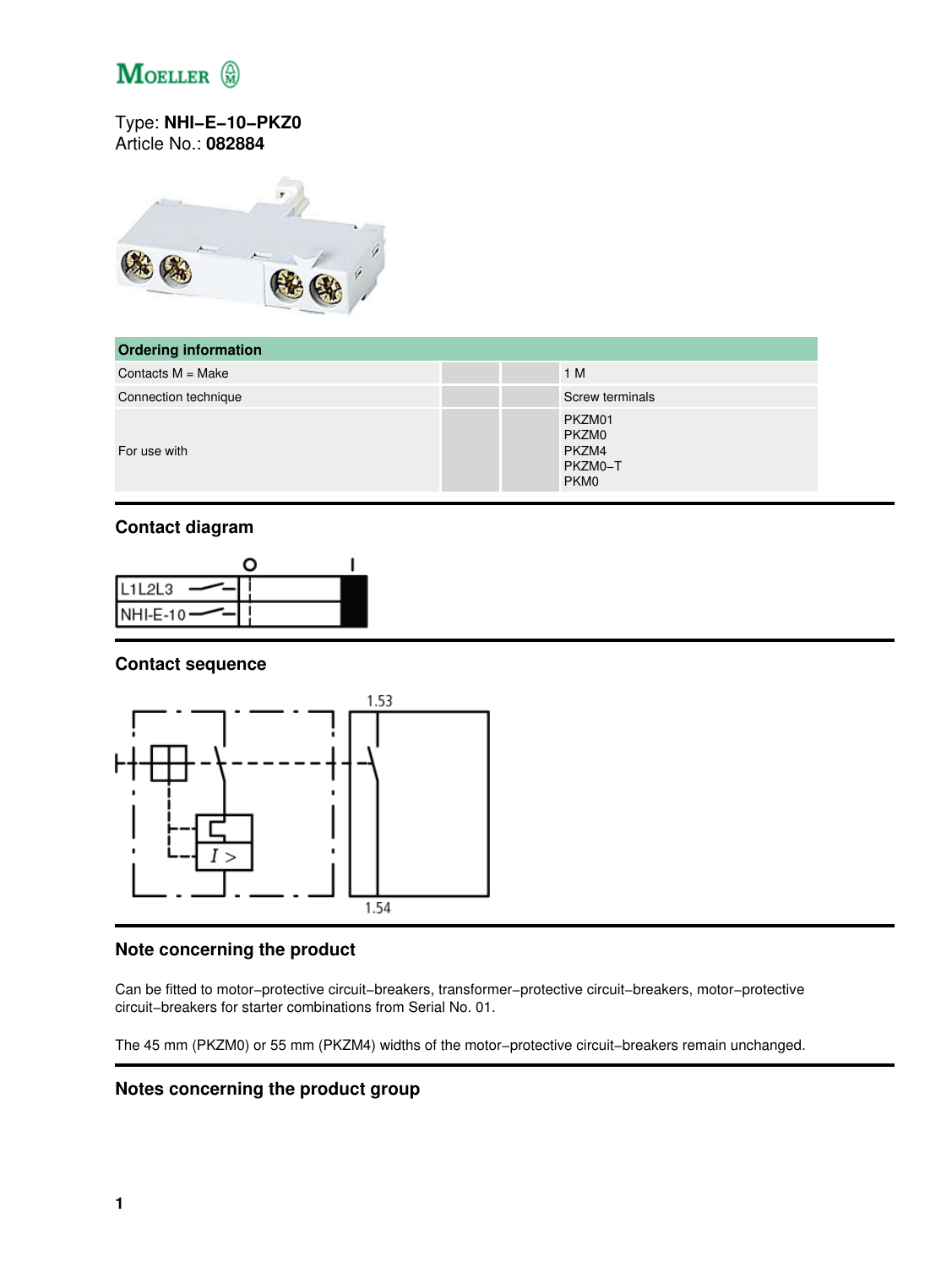Type: **NHI–E–10–PKZ0**
Article No.: **082884**

## Ordering information

| | | | |
|---|---|---|---|
| Contacts M = Make | | | 1 M |
| Connection technique | | | Screw terminals |
| For use with | | | PKZM01<br>PKZM0<br>PKZM4<br>PKZM0–T<br>PKM0 |

## Contact diagram

## Contact sequence

## Note concerning the product

Can be fitted to motor–protective circuit–breakers, transformer–protective circuit–breakers, motor–protective circuit–breakers for starter combinations from Serial No. 01.

The 45 mm (PKZM0) or 55 mm (PKZM4) widths of the motor–protective circuit–breakers remain unchanged.

## Notes concerning the product group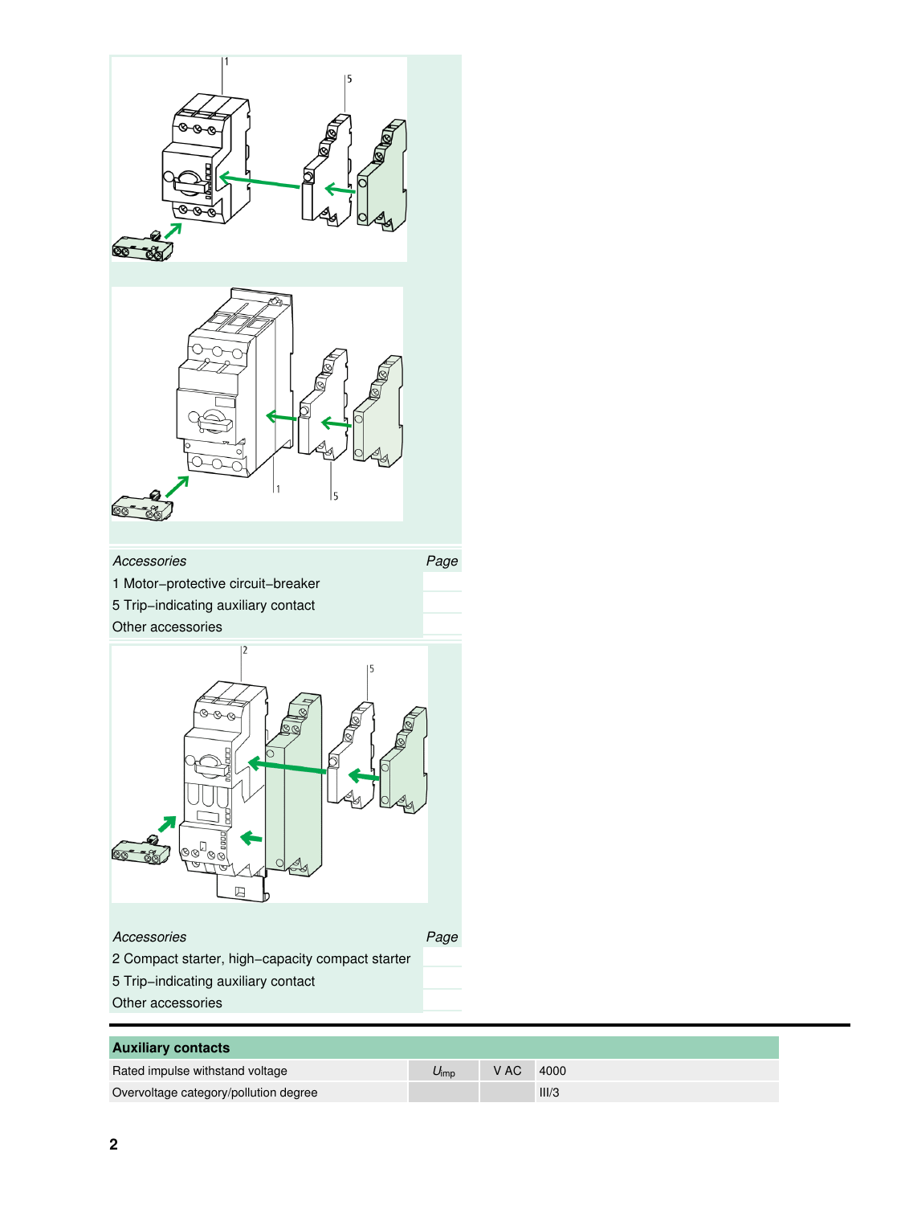| *Accessories* | *Page* |
| --- | --- |
| 1 Motor–protective circuit–breaker | |
| 5 Trip–indicating auxiliary contact | |
| Other accessories | |

| *Accessories* | *Page* |
| --- | --- |
| 2 Compact starter, high–capacity compact starter | |
| 5 Trip–indicating auxiliary contact | |
| Other accessories | |

| **Auxiliary contacts** | | | |
| --- | --- | --- | --- |
| Rated impulse withstand voltage | $U_{imp}$ | V AC | 4000 |
| Overvoltage category/pollution degree | | | III/3 |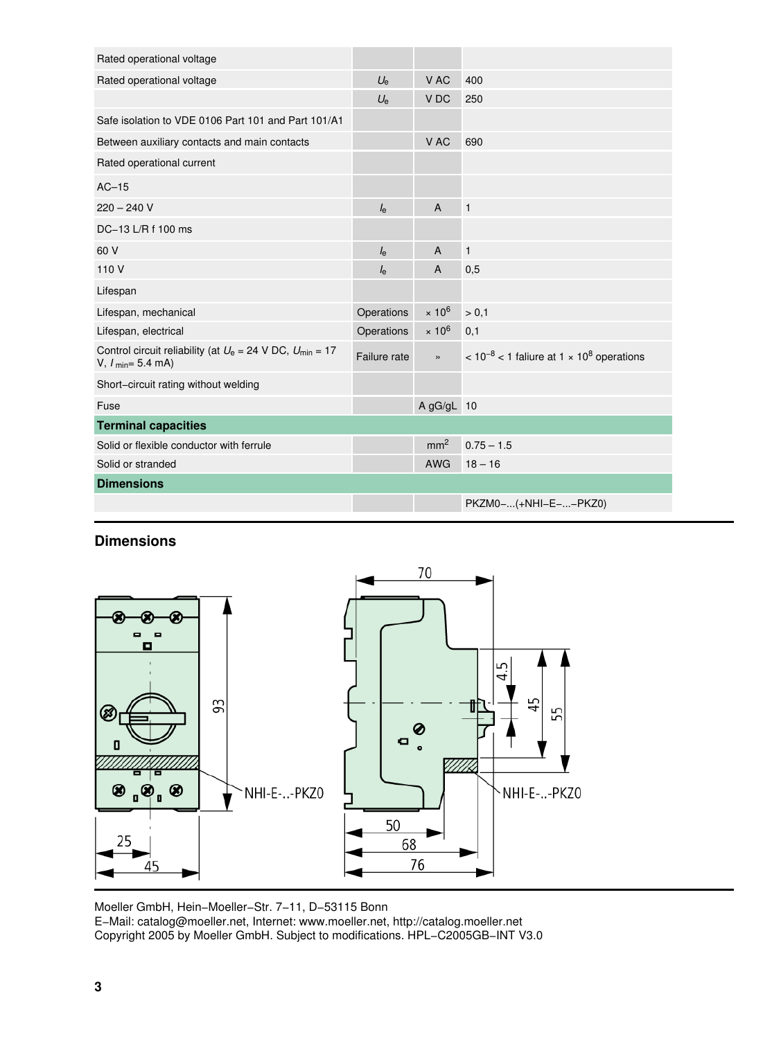| | | | |
|---|---|---|---|
| Rated operational voltage | | | |
| Rated operational voltage | $U_e$ | V AC | 400 |
| | $U_e$ | V DC | 250 |
| Safe isolation to VDE 0106 Part 101 and Part 101/A1 | | | |
| Between auxiliary contacts and main contacts | | V AC | 690 |
| Rated operational current | | | |
| AC−15 | | | |
| 220 – 240 V | $I_e$ | A | 1 |
| DC−13 L/R f 100 ms | | | |
| 60 V | $I_e$ | A | 1 |
| 110 V | $I_e$ | A | 0,5 |
| Lifespan | | | |
| Lifespan, mechanical | Operations | × $10^6$ | > 0,1 |
| Lifespan, electrical | Operations | × $10^6$ | 0,1 |
| Control circuit reliability (at $U_e$ = 24 V DC, $U_{min}$ = 17 V, $I_{min}$= 5.4 mA) | Failure rate | » | < $10^{-8}$ < 1 failure at 1 × $10^8$ operations |
| Short−circuit rating without welding | | | |
| Fuse | | A gG/gL | 10 |
| **Terminal capacities** | | | |
| Solid or flexible conductor with ferrule | | $mm^2$ | 0.75 – 1.5 |
| Solid or stranded | | AWG | 18 – 16 |
| **Dimensions** | | | |
| | | | PKZM0−...(+NHI−E−...−PKZ0) |

## Dimensions

70

4.5

45

55

93

NHI-E-..-PKZ0

NHI-E-..-PKZ0

25

45

50

68

76

Moeller GmbH, Hein−Moeller−Str. 7−11, D−53115 Bonn
E−Mail: catalog@moeller.net, Internet: www.moeller.net, http://catalog.moeller.net
Copyright 2005 by Moeller GmbH. Subject to modifications. HPL−C2005GB−INT V3.0